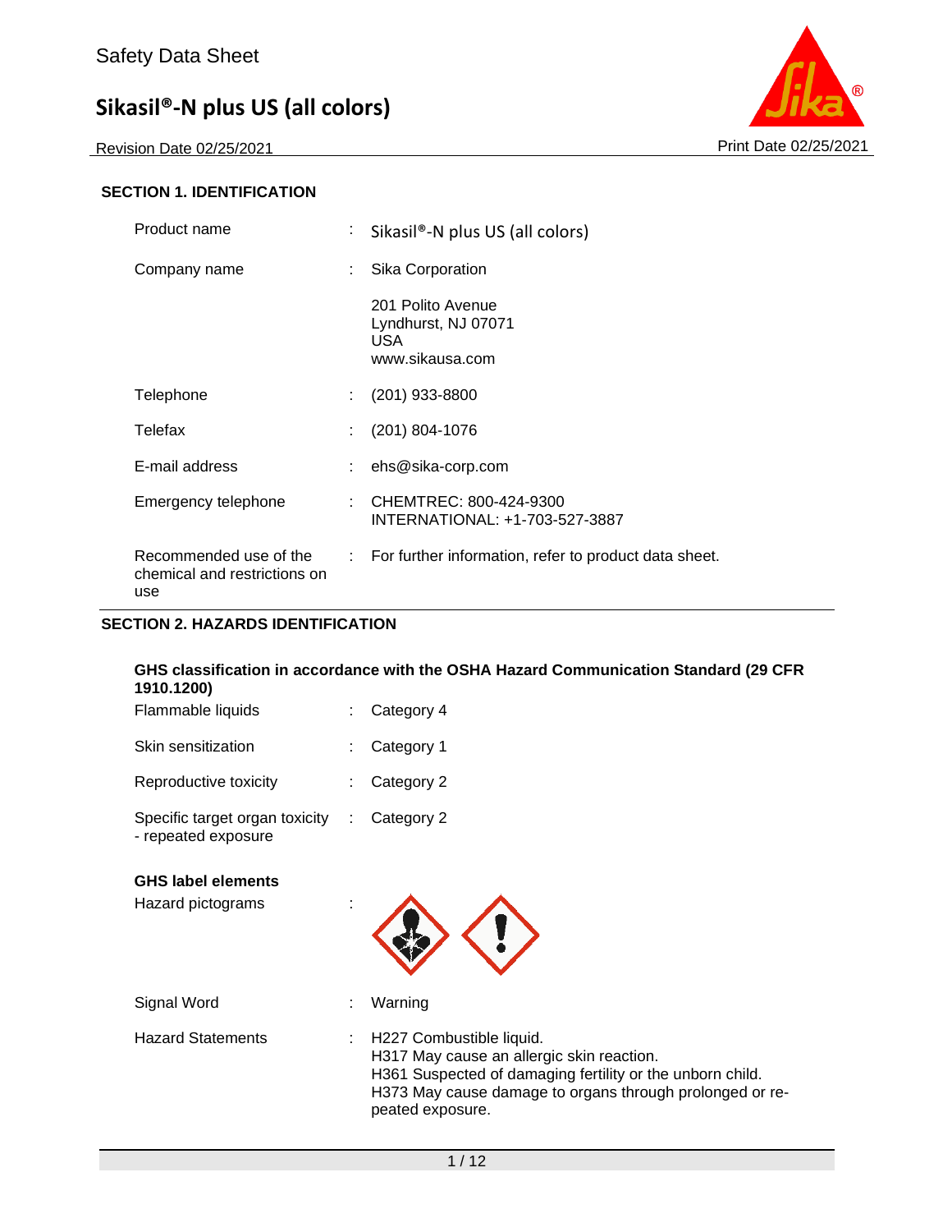Safety Data Sheet

# Sikasil®-N plus US (all colors)

Revision Date 02/25/2021

Print Date 02/25/2021

## SECTION 1. IDENTIFICATION

| | | |
|---|---|---|
| Product name | : | Sikasil®-N plus US (all colors) |
| Company name | : | Sika Corporation<br>201 Polito Avenue<br>Lyndhurst, NJ 07071<br>USA<br>www.sikausa.com |
| Telephone | : | (201) 933-8800 |
| Telefax | : | (201) 804-1076 |
| E-mail address | : | ehs@sika-corp.com |
| Emergency telephone | : | CHEMTREC: 800-424-9300<br>INTERNATIONAL: +1-703-527-3887 |
| Recommended use of the chemical and restrictions on use | : | For further information, refer to product data sheet. |

## SECTION 2. HAZARDS IDENTIFICATION

**GHS classification in accordance with the OSHA Hazard Communication Standard (29 CFR 1910.1200)**

| | | |
|---|---|---|
| Flammable liquids | : | Category 4 |
| Skin sensitization | : | Category 1 |
| Reproductive toxicity | : | Category 2 |
| Specific target organ toxicity - repeated exposure | : | Category 2 |

**GHS label elements**

Hazard pictograms :

| | | |
|---|---|---|
| Signal Word | : | Warning |
| Hazard Statements | : | H227 Combustible liquid.<br>H317 May cause an allergic skin reaction.<br>H361 Suspected of damaging fertility or the unborn child.<br>H373 May cause damage to organs through prolonged or repeated exposure. |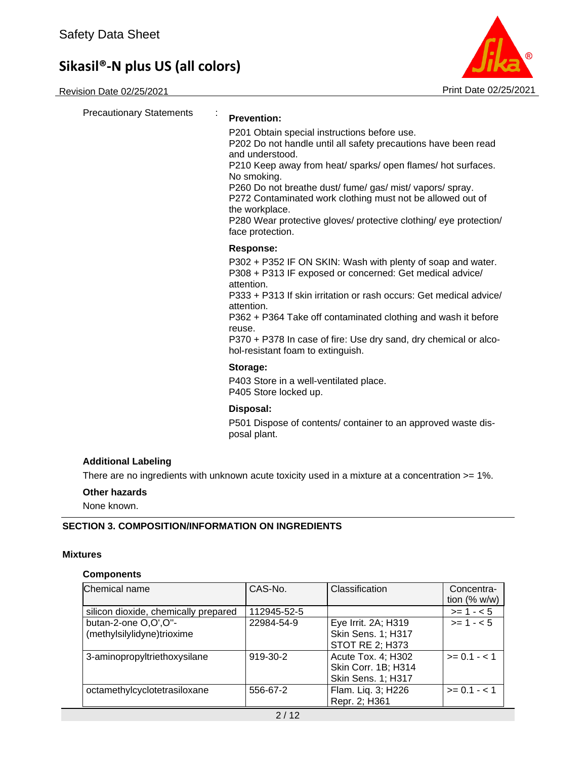Precautionary Statements :

**Prevention:**

P201 Obtain special instructions before use.
P202 Do not handle until all safety precautions have been read and understood.
P210 Keep away from heat/ sparks/ open flames/ hot surfaces. No smoking.
P260 Do not breathe dust/ fume/ gas/ mist/ vapors/ spray.
P272 Contaminated work clothing must not be allowed out of the workplace.
P280 Wear protective gloves/ protective clothing/ eye protection/ face protection.

**Response:**

P302 + P352 IF ON SKIN: Wash with plenty of soap and water.
P308 + P313 IF exposed or concerned: Get medical advice/ attention.
P333 + P313 If skin irritation or rash occurs: Get medical advice/ attention.
P362 + P364 Take off contaminated clothing and wash it before reuse.
P370 + P378 In case of fire: Use dry sand, dry chemical or alcohol-resistant foam to extinguish.

**Storage:**

P403 Store in a well-ventilated place.
P405 Store locked up.

**Disposal:**

P501 Dispose of contents/ container to an approved waste disposal plant.

**Additional Labeling**

There are no ingredients with unknown acute toxicity used in a mixture at a concentration >= 1%.

**Other hazards**

None known.

## SECTION 3. COMPOSITION/INFORMATION ON INGREDIENTS

**Mixtures**

**Components**

| Chemical name | CAS-No. | Classification | Concentration (% w/w) |
|---|---|---|---|
| silicon dioxide, chemically prepared | 112945-52-5 | | >= 1 - < 5 |
| butan-2-one O,O',O''-(methylsilylidyne)trioxime | 22984-54-9 | Eye Irrit. 2A; H319<br>Skin Sens. 1; H317<br>STOT RE 2; H373 | >= 1 - < 5 |
| 3-aminopropyltriethoxysilane | 919-30-2 | Acute Tox. 4; H302<br>Skin Corr. 1B; H314<br>Skin Sens. 1; H317 | >= 0.1 - < 1 |
| octamethylcyclotetrasiloxane | 556-67-2 | Flam. Liq. 3; H226<br>Repr. 2; H361 | >= 0.1 - < 1 |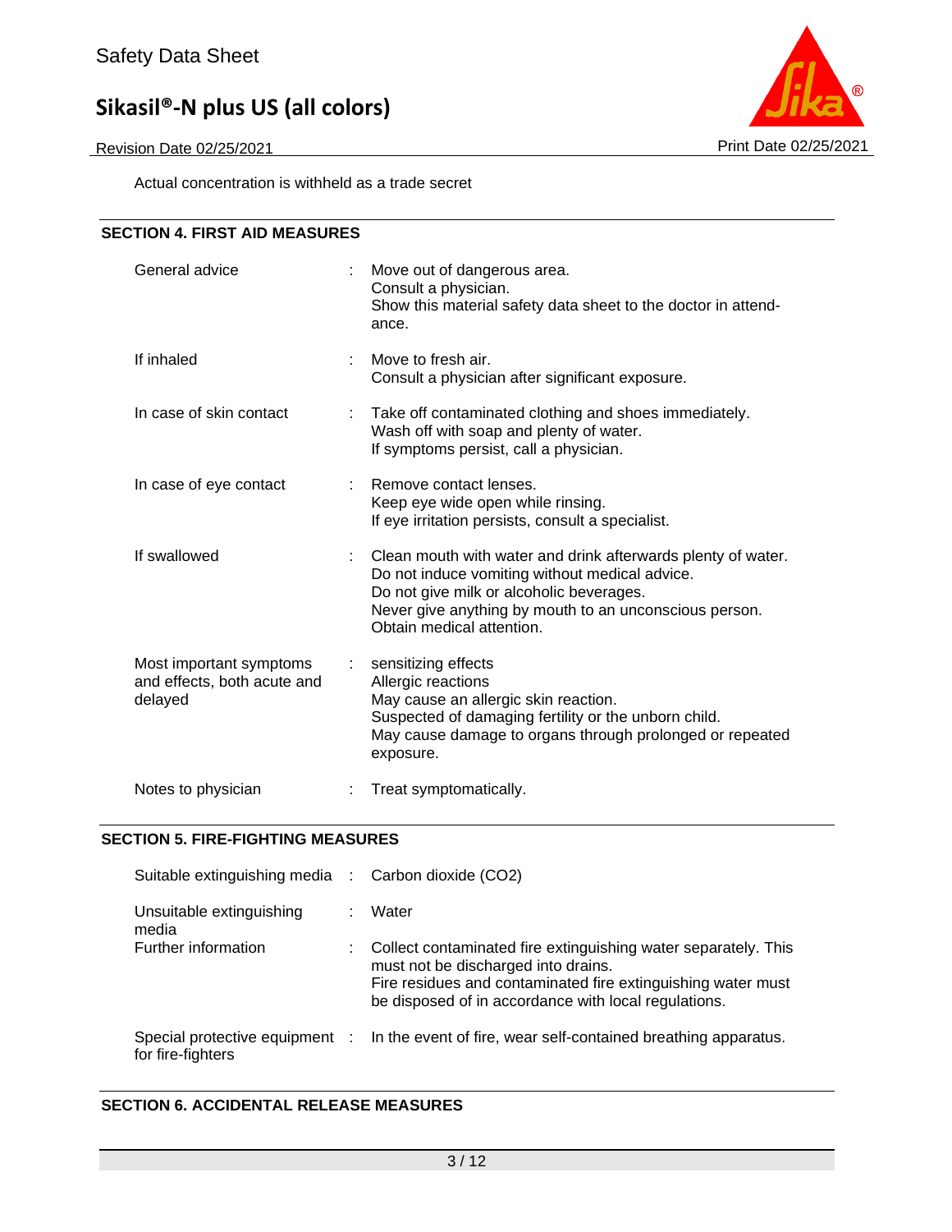Actual concentration is withheld as a trade secret

## SECTION 4. FIRST AID MEASURES

| | |
|---|---|
| General advice | Move out of dangerous area.<br>Consult a physician.<br>Show this material safety data sheet to the doctor in attendance. |
| If inhaled | Move to fresh air.<br>Consult a physician after significant exposure. |
| In case of skin contact | Take off contaminated clothing and shoes immediately.<br>Wash off with soap and plenty of water.<br>If symptoms persist, call a physician. |
| In case of eye contact | Remove contact lenses.<br>Keep eye wide open while rinsing.<br>If eye irritation persists, consult a specialist. |
| If swallowed | Clean mouth with water and drink afterwards plenty of water.<br>Do not induce vomiting without medical advice.<br>Do not give milk or alcoholic beverages.<br>Never give anything by mouth to an unconscious person.<br>Obtain medical attention. |
| Most important symptoms and effects, both acute and delayed | sensitizing effects<br>Allergic reactions<br>May cause an allergic skin reaction.<br>Suspected of damaging fertility or the unborn child.<br>May cause damage to organs through prolonged or repeated exposure. |
| Notes to physician | Treat symptomatically. |

## SECTION 5. FIRE-FIGHTING MEASURES

| | |
|---|---|
| Suitable extinguishing media | Carbon dioxide ($CO_2$) |
| Unsuitable extinguishing media | Water |
| Further information | Collect contaminated fire extinguishing water separately. This must not be discharged into drains.<br>Fire residues and contaminated fire extinguishing water must be disposed of in accordance with local regulations. |
| Special protective equipment for fire-fighters | In the event of fire, wear self-contained breathing apparatus. |

## SECTION 6. ACCIDENTAL RELEASE MEASURES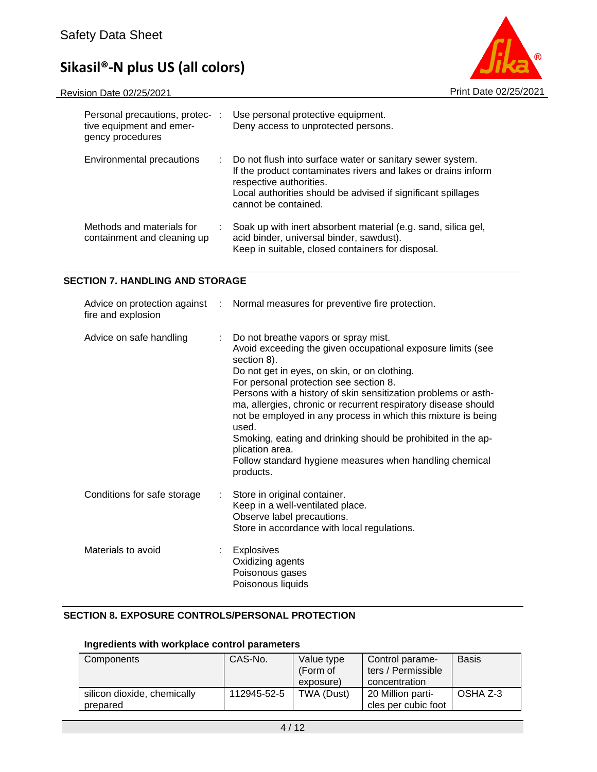Personal precautions, protective equipment and emergency procedures : Use personal protective equipment.
Deny access to unprotected persons.

Environmental precautions : Do not flush into surface water or sanitary sewer system.
If the product contaminates rivers and lakes or drains inform respective authorities.
Local authorities should be advised if significant spillages cannot be contained.

Methods and materials for containment and cleaning up : Soak up with inert absorbent material (e.g. sand, silica gel, acid binder, universal binder, sawdust).
Keep in suitable, closed containers for disposal.

## SECTION 7. HANDLING AND STORAGE

Advice on protection against fire and explosion : Normal measures for preventive fire protection.

Advice on safe handling : Do not breathe vapors or spray mist.
Avoid exceeding the given occupational exposure limits (see section 8).
Do not get in eyes, on skin, or on clothing.
For personal protection see section 8.
Persons with a history of skin sensitization problems or asthma, allergies, chronic or recurrent respiratory disease should not be employed in any process in which this mixture is being used.
Smoking, eating and drinking should be prohibited in the application area.
Follow standard hygiene measures when handling chemical products.

Conditions for safe storage : Store in original container.
Keep in a well-ventilated place.
Observe label precautions.
Store in accordance with local regulations.

Materials to avoid : Explosives
Oxidizing agents
Poisonous gases
Poisonous liquids

## SECTION 8. EXPOSURE CONTROLS/PERSONAL PROTECTION

### Ingredients with workplace control parameters

| Components | CAS-No. | Value type (Form of exposure) | Control parameters / Permissible concentration | Basis |
|---|---|---|---|---|
| silicon dioxide, chemically prepared | 112945-52-5 | TWA (Dust) | 20 Million particles per cubic foot | OSHA Z-3 |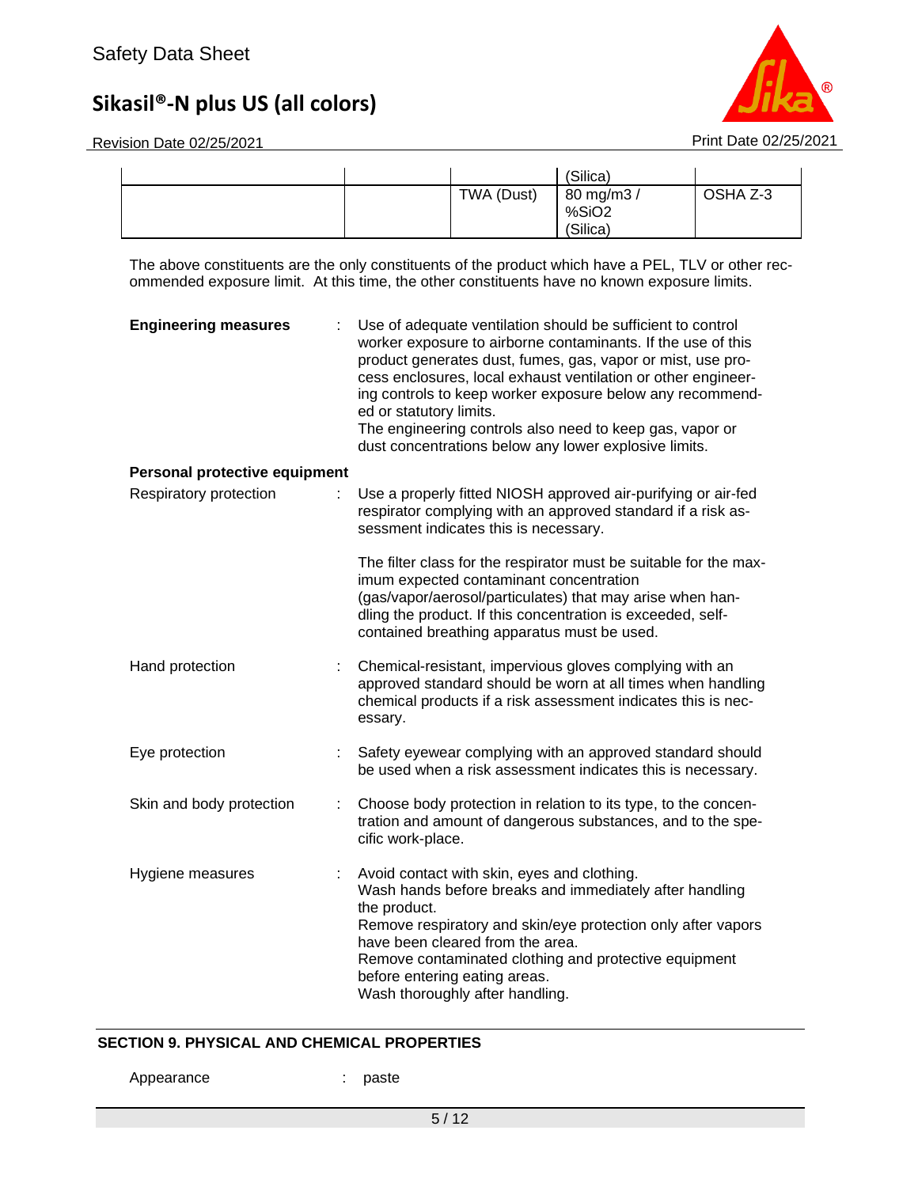| | | | (Silica) | |
|---|---|---|---|---|
| | | TWA (Dust) | 80 mg/m3 / %SiO2 (Silica) | OSHA Z-3 |

The above constituents are the only constituents of the product which have a PEL, TLV or other recommended exposure limit. At this time, the other constituents have no known exposure limits.

**Engineering measures** : Use of adequate ventilation should be sufficient to control worker exposure to airborne contaminants. If the use of this product generates dust, fumes, gas, vapor or mist, use process enclosures, local exhaust ventilation or other engineering controls to keep worker exposure below any recommended or statutory limits.
The engineering controls also need to keep gas, vapor or dust concentrations below any lower explosive limits.

**Personal protective equipment**

Respiratory protection : Use a properly fitted NIOSH approved air-purifying or air-fed respirator complying with an approved standard if a risk assessment indicates this is necessary.

The filter class for the respirator must be suitable for the maximum expected contaminant concentration (gas/vapor/aerosol/particulates) that may arise when handling the product. If this concentration is exceeded, self-contained breathing apparatus must be used.

Hand protection : Chemical-resistant, impervious gloves complying with an approved standard should be worn at all times when handling chemical products if a risk assessment indicates this is necessary.

Eye protection : Safety eyewear complying with an approved standard should be used when a risk assessment indicates this is necessary.

Skin and body protection : Choose body protection in relation to its type, to the concentration and amount of dangerous substances, and to the specific work-place.

Hygiene measures : Avoid contact with skin, eyes and clothing.
Wash hands before breaks and immediately after handling the product.
Remove respiratory and skin/eye protection only after vapors have been cleared from the area.
Remove contaminated clothing and protective equipment before entering eating areas.
Wash thoroughly after handling.

## SECTION 9. PHYSICAL AND CHEMICAL PROPERTIES

Appearance : paste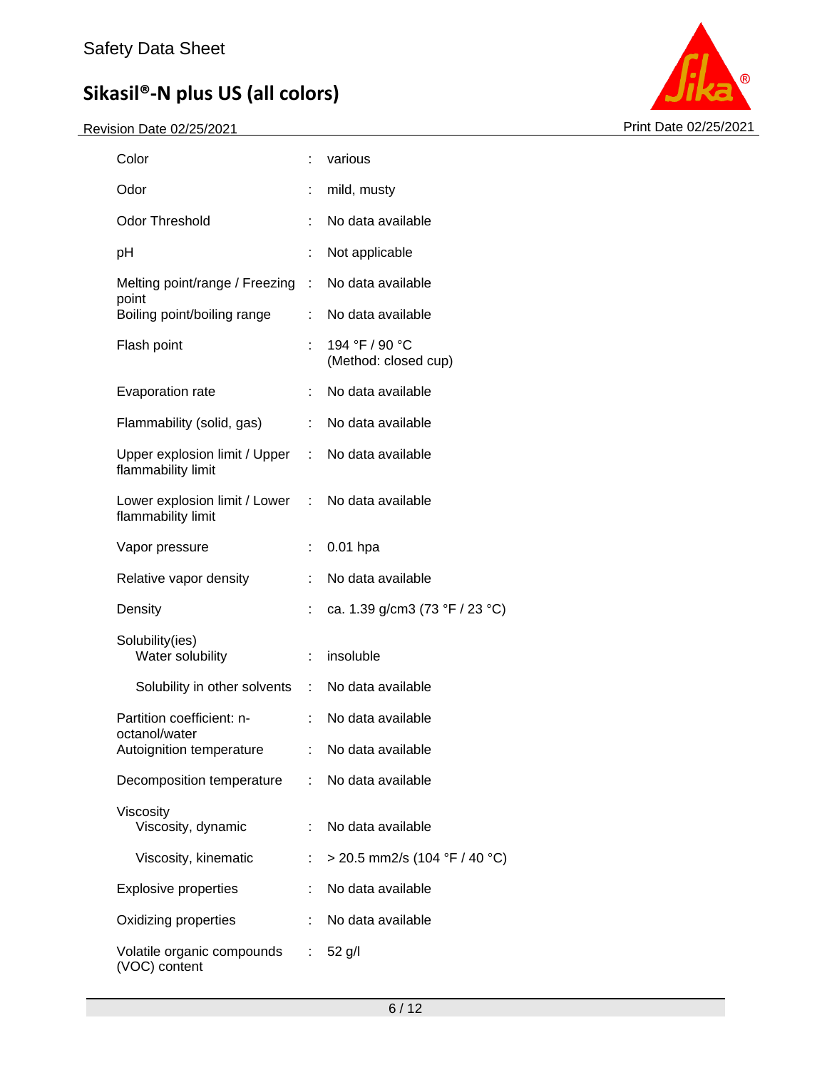| Property | | Value |
|---|---|---|
| Color | : | various |
| Odor | : | mild, musty |
| Odor Threshold | : | No data available |
| pH | : | Not applicable |
| Melting point/range / Freezing point | : | No data available |
| Boiling point/boiling range | : | No data available |
| Flash point | : | 194 °F / 90 °C (Method: closed cup) |
| Evaporation rate | : | No data available |
| Flammability (solid, gas) | : | No data available |
| Upper explosion limit / Upper flammability limit | : | No data available |
| Lower explosion limit / Lower flammability limit | : | No data available |
| Vapor pressure | : | 0.01 hpa |
| Relative vapor density | : | No data available |
| Density | : | ca. 1.39 g/cm3 (73 °F / 23 °C) |
| Solubility(ies) | | |
| Water solubility | : | insoluble |
| Solubility in other solvents | : | No data available |
| Partition coefficient: n-octanol/water | : | No data available |
| Autoignition temperature | : | No data available |
| Decomposition temperature | : | No data available |
| Viscosity | | |
| Viscosity, dynamic | : | No data available |
| Viscosity, kinematic | : | > 20.5 mm2/s (104 °F / 40 °C) |
| Explosive properties | : | No data available |
| Oxidizing properties | : | No data available |
| Volatile organic compounds (VOC) content | : | 52 g/l |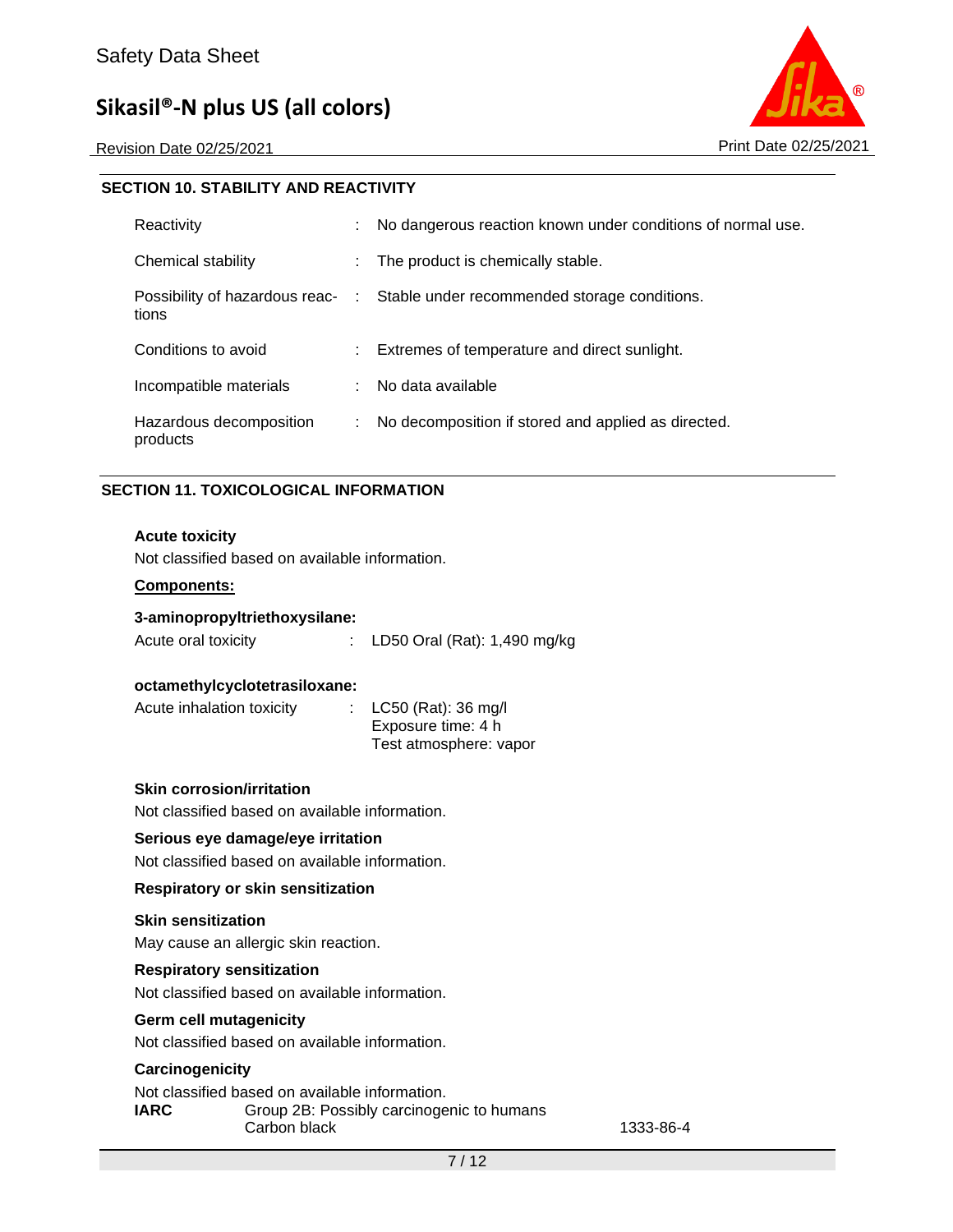## SECTION 10. STABILITY AND REACTIVITY

| | |
|---|---|
| Reactivity | No dangerous reaction known under conditions of normal use. |
| Chemical stability | The product is chemically stable. |
| Possibility of hazardous reactions | Stable under recommended storage conditions. |
| Conditions to avoid | Extremes of temperature and direct sunlight. |
| Incompatible materials | No data available |
| Hazardous decomposition products | No decomposition if stored and applied as directed. |

## SECTION 11. TOXICOLOGICAL INFORMATION

**Acute toxicity**

Not classified based on available information.

**Components:**

**3-aminopropyltriethoxysilane:**

Acute oral toxicity : LD50 Oral (Rat): 1,490 mg/kg

**octamethylcyclotetrasiloxane:**

Acute inhalation toxicity : LC50 (Rat): 36 mg/l
Exposure time: 4 h
Test atmosphere: vapor

**Skin corrosion/irritation**

Not classified based on available information.

**Serious eye damage/eye irritation**

Not classified based on available information.

**Respiratory or skin sensitization**

**Skin sensitization**

May cause an allergic skin reaction.

**Respiratory sensitization**

Not classified based on available information.

**Germ cell mutagenicity**

Not classified based on available information.

**Carcinogenicity**

Not classified based on available information.

| | | |
|---|---|---|
| **IARC** | Group 2B: Possibly carcinogenic to humans<br>Carbon black | 1333-86-4 |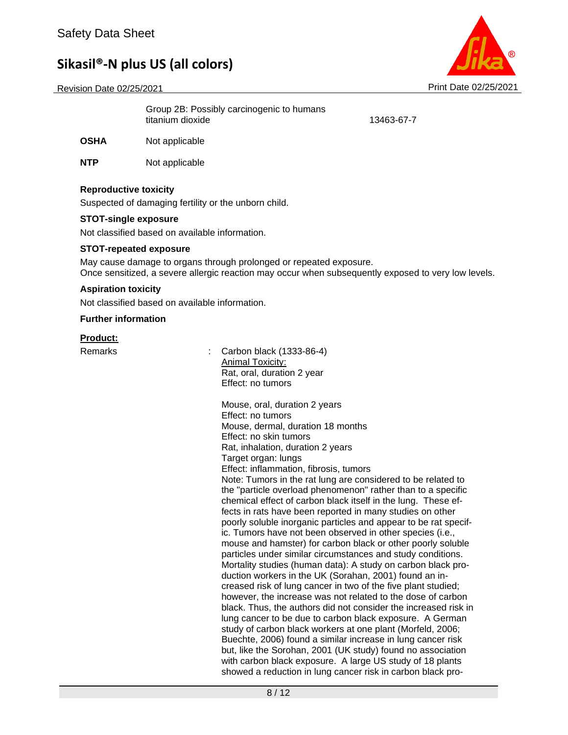| | | |
|---|---|---|
| | Group 2B: Possibly carcinogenic to humans titanium dioxide | 13463-67-7 |
| **OSHA** | Not applicable | |
| **NTP** | Not applicable | |

**Reproductive toxicity**

Suspected of damaging fertility or the unborn child.

**STOT-single exposure**

Not classified based on available information.

**STOT-repeated exposure**

May cause damage to organs through prolonged or repeated exposure.
Once sensitized, a severe allergic reaction may occur when subsequently exposed to very low levels.

**Aspiration toxicity**

Not classified based on available information.

**Further information**

**Product:**

Remarks : Carbon black (1333-86-4)
Animal Toxicity:
Rat, oral, duration 2 year
Effect: no tumors

Mouse, oral, duration 2 years
Effect: no tumors
Mouse, dermal, duration 18 months
Effect: no skin tumors
Rat, inhalation, duration 2 years
Target organ: lungs
Effect: inflammation, fibrosis, tumors
Note: Tumors in the rat lung are considered to be related to the "particle overload phenomenon" rather than to a specific chemical effect of carbon black itself in the lung. These effects in rats have been reported in many studies on other poorly soluble inorganic particles and appear to be rat specific. Tumors have not been observed in other species (i.e., mouse and hamster) for carbon black or other poorly soluble particles under similar circumstances and study conditions.
Mortality studies (human data): A study on carbon black production workers in the UK (Sorahan, 2001) found an increased risk of lung cancer in two of the five plant studied; however, the increase was not related to the dose of carbon black. Thus, the authors did not consider the increased risk in lung cancer to be due to carbon black exposure. A German study of carbon black workers at one plant (Morfeld, 2006; Buechte, 2006) found a similar increase in lung cancer risk but, like the Sorohan, 2001 (UK study) found no association with carbon black exposure. A large US study of 18 plants showed a reduction in lung cancer risk in carbon black pro-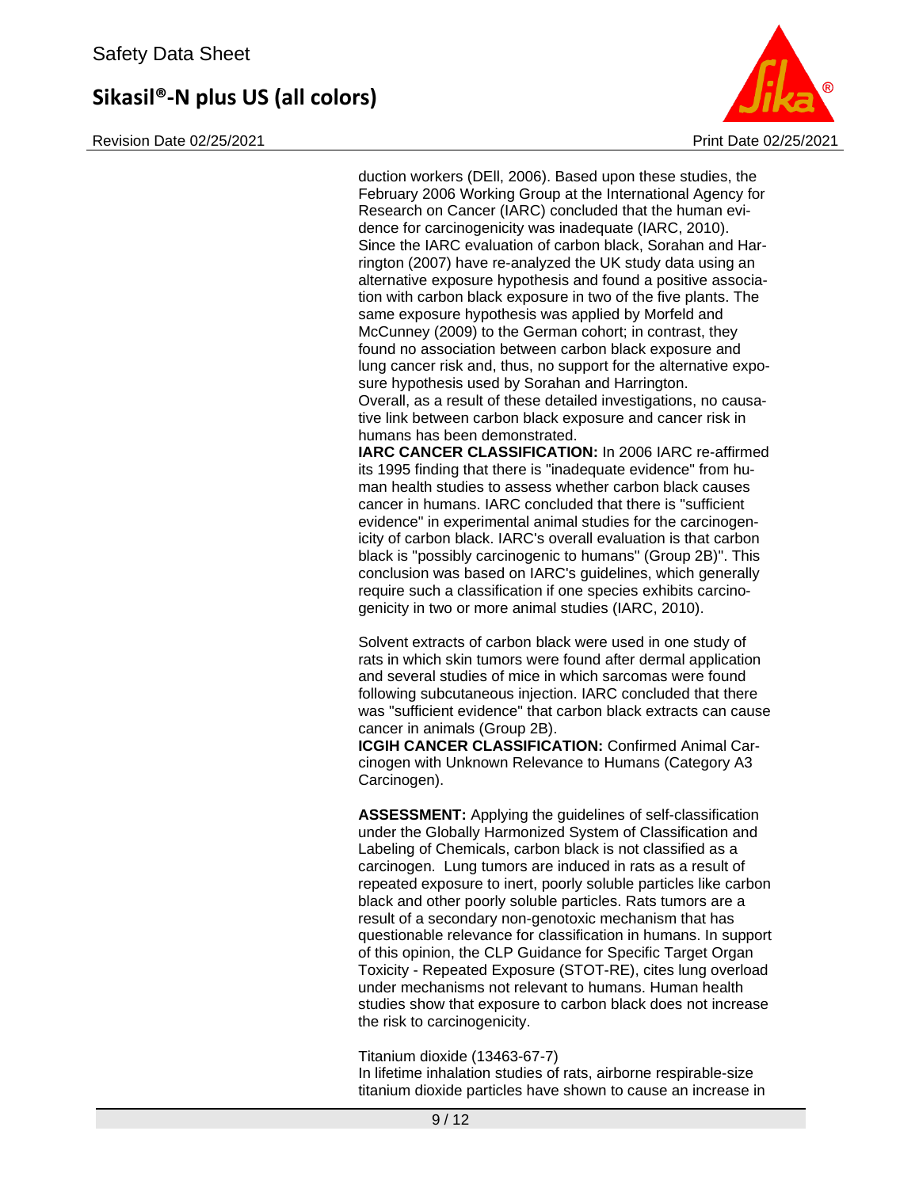duction workers (DEll, 2006). Based upon these studies, the February 2006 Working Group at the International Agency for Research on Cancer (IARC) concluded that the human evidence for carcinogenicity was inadequate (IARC, 2010). Since the IARC evaluation of carbon black, Sorahan and Harrington (2007) have re-analyzed the UK study data using an alternative exposure hypothesis and found a positive association with carbon black exposure in two of the five plants. The same exposure hypothesis was applied by Morfeld and McCunney (2009) to the German cohort; in contrast, they found no association between carbon black exposure and lung cancer risk and, thus, no support for the alternative exposure hypothesis used by Sorahan and Harrington.
Overall, as a result of these detailed investigations, no causative link between carbon black exposure and cancer risk in humans has been demonstrated.
**IARC CANCER CLASSIFICATION:** In 2006 IARC re-affirmed its 1995 finding that there is "inadequate evidence" from human health studies to assess whether carbon black causes cancer in humans. IARC concluded that there is "sufficient evidence" in experimental animal studies for the carcinogenicity of carbon black. IARC's overall evaluation is that carbon black is "possibly carcinogenic to humans" (Group 2B)". This conclusion was based on IARC's guidelines, which generally require such a classification if one species exhibits carcinogenicity in two or more animal studies (IARC, 2010).

Solvent extracts of carbon black were used in one study of rats in which skin tumors were found after dermal application and several studies of mice in which sarcomas were found following subcutaneous injection. IARC concluded that there was "sufficient evidence" that carbon black extracts can cause cancer in animals (Group 2B).
**ICGIH CANCER CLASSIFICATION:** Confirmed Animal Carcinogen with Unknown Relevance to Humans (Category A3 Carcinogen).

**ASSESSMENT:** Applying the guidelines of self-classification under the Globally Harmonized System of Classification and Labeling of Chemicals, carbon black is not classified as a carcinogen. Lung tumors are induced in rats as a result of repeated exposure to inert, poorly soluble particles like carbon black and other poorly soluble particles. Rats tumors are a result of a secondary non-genotoxic mechanism that has questionable relevance for classification in humans. In support of this opinion, the CLP Guidance for Specific Target Organ Toxicity - Repeated Exposure (STOT-RE), cites lung overload under mechanisms not relevant to humans. Human health studies show that exposure to carbon black does not increase the risk to carcinogenicity.

Titanium dioxide (13463-67-7)
In lifetime inhalation studies of rats, airborne respirable-size titanium dioxide particles have shown to cause an increase in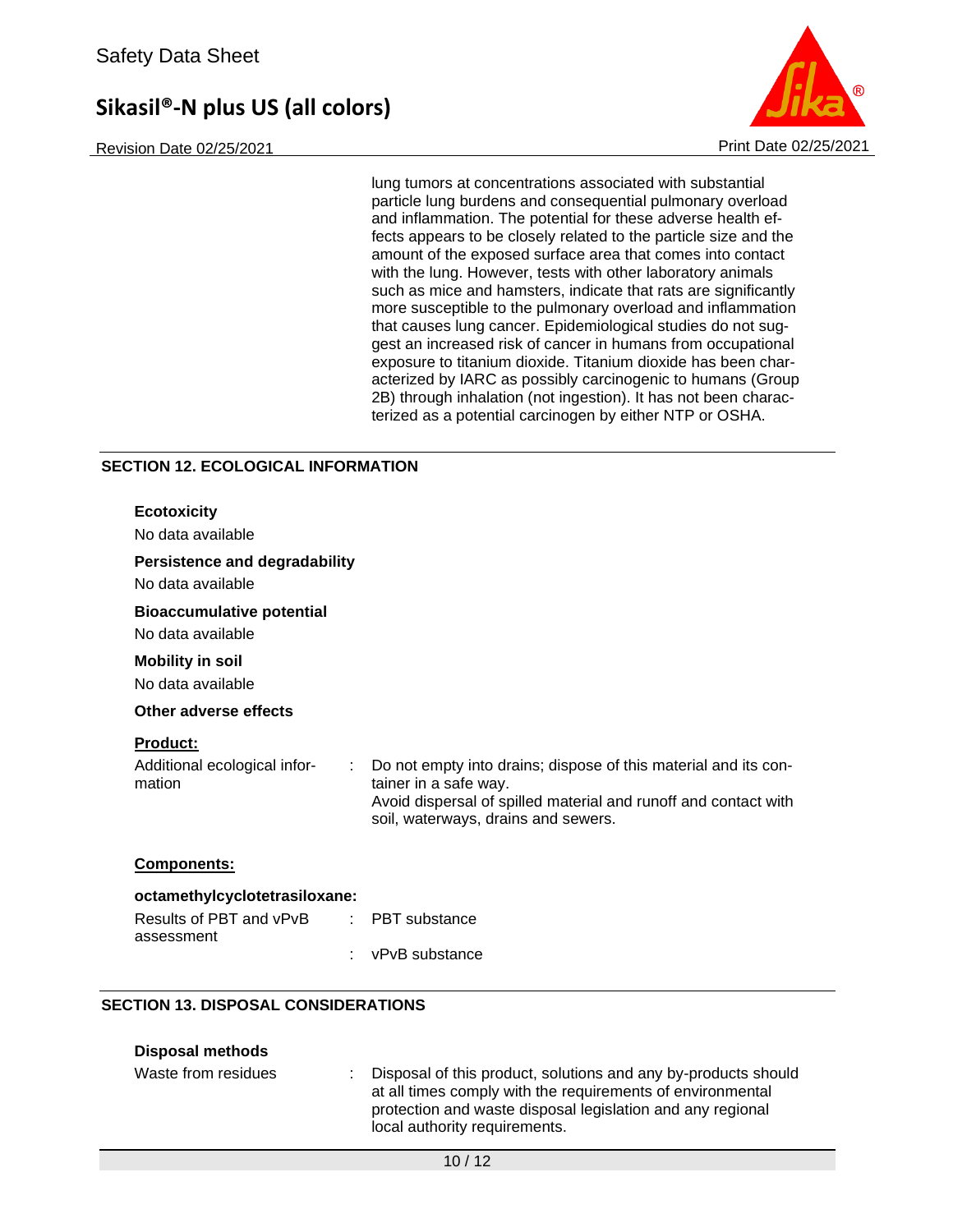lung tumors at concentrations associated with substantial particle lung burdens and consequential pulmonary overload and inflammation. The potential for these adverse health effects appears to be closely related to the particle size and the amount of the exposed surface area that comes into contact with the lung. However, tests with other laboratory animals such as mice and hamsters, indicate that rats are significantly more susceptible to the pulmonary overload and inflammation that causes lung cancer. Epidemiological studies do not suggest an increased risk of cancer in humans from occupational exposure to titanium dioxide. Titanium dioxide has been characterized by IARC as possibly carcinogenic to humans (Group 2B) through inhalation (not ingestion). It has not been characterized as a potential carcinogen by either NTP or OSHA.

## SECTION 12. ECOLOGICAL INFORMATION

**Ecotoxicity**

No data available

**Persistence and degradability**

No data available

**Bioaccumulative potential**

No data available

**Mobility in soil**

No data available

**Other adverse effects**

**Product:**

Additional ecological information : Do not empty into drains; dispose of this material and its container in a safe way.
Avoid dispersal of spilled material and runoff and contact with soil, waterways, drains and sewers.

**Components:**

**octamethylcyclotetrasiloxane:**

Results of PBT and vPvB assessment : PBT substance

: vPvB substance

## SECTION 13. DISPOSAL CONSIDERATIONS

**Disposal methods**

Waste from residues : Disposal of this product, solutions and any by-products should at all times comply with the requirements of environmental protection and waste disposal legislation and any regional local authority requirements.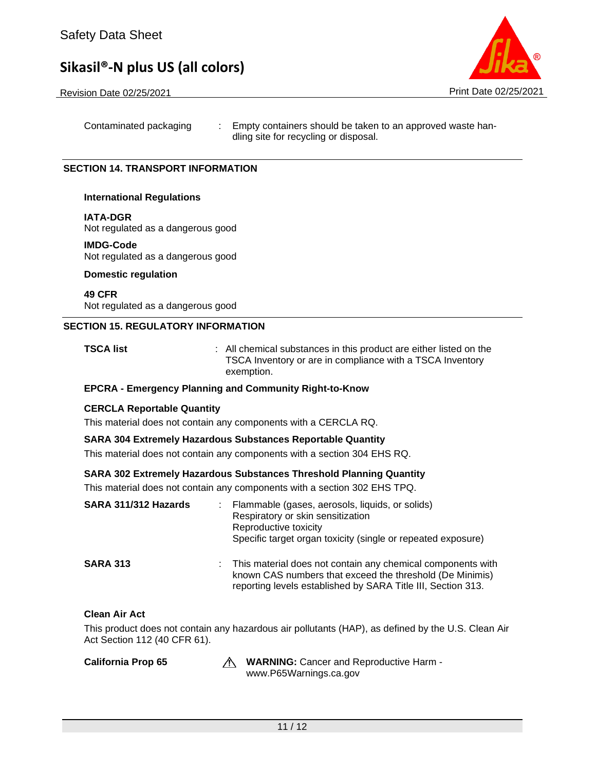Contaminated packaging : Empty containers should be taken to an approved waste handling site for recycling or disposal.

## SECTION 14. TRANSPORT INFORMATION

**International Regulations**

**IATA-DGR**
Not regulated as a dangerous good

**IMDG-Code**
Not regulated as a dangerous good

**Domestic regulation**

**49 CFR**
Not regulated as a dangerous good

## SECTION 15. REGULATORY INFORMATION

**TSCA list** : All chemical substances in this product are either listed on the TSCA Inventory or are in compliance with a TSCA Inventory exemption.

**EPCRA - Emergency Planning and Community Right-to-Know**

**CERCLA Reportable Quantity**
This material does not contain any components with a CERCLA RQ.

**SARA 304 Extremely Hazardous Substances Reportable Quantity**
This material does not contain any components with a section 304 EHS RQ.

**SARA 302 Extremely Hazardous Substances Threshold Planning Quantity**
This material does not contain any components with a section 302 EHS TPQ.

**SARA 311/312 Hazards** : Flammable (gases, aerosols, liquids, or solids)
Respiratory or skin sensitization
Reproductive toxicity
Specific target organ toxicity (single or repeated exposure)

**SARA 313** : This material does not contain any chemical components with known CAS numbers that exceed the threshold (De Minimis) reporting levels established by SARA Title III, Section 313.

**Clean Air Act**

This product does not contain any hazardous air pollutants (HAP), as defined by the U.S. Clean Air Act Section 112 (40 CFR 61).

**California Prop 65** ⚠ **WARNING:** Cancer and Reproductive Harm - www.P65Warnings.ca.gov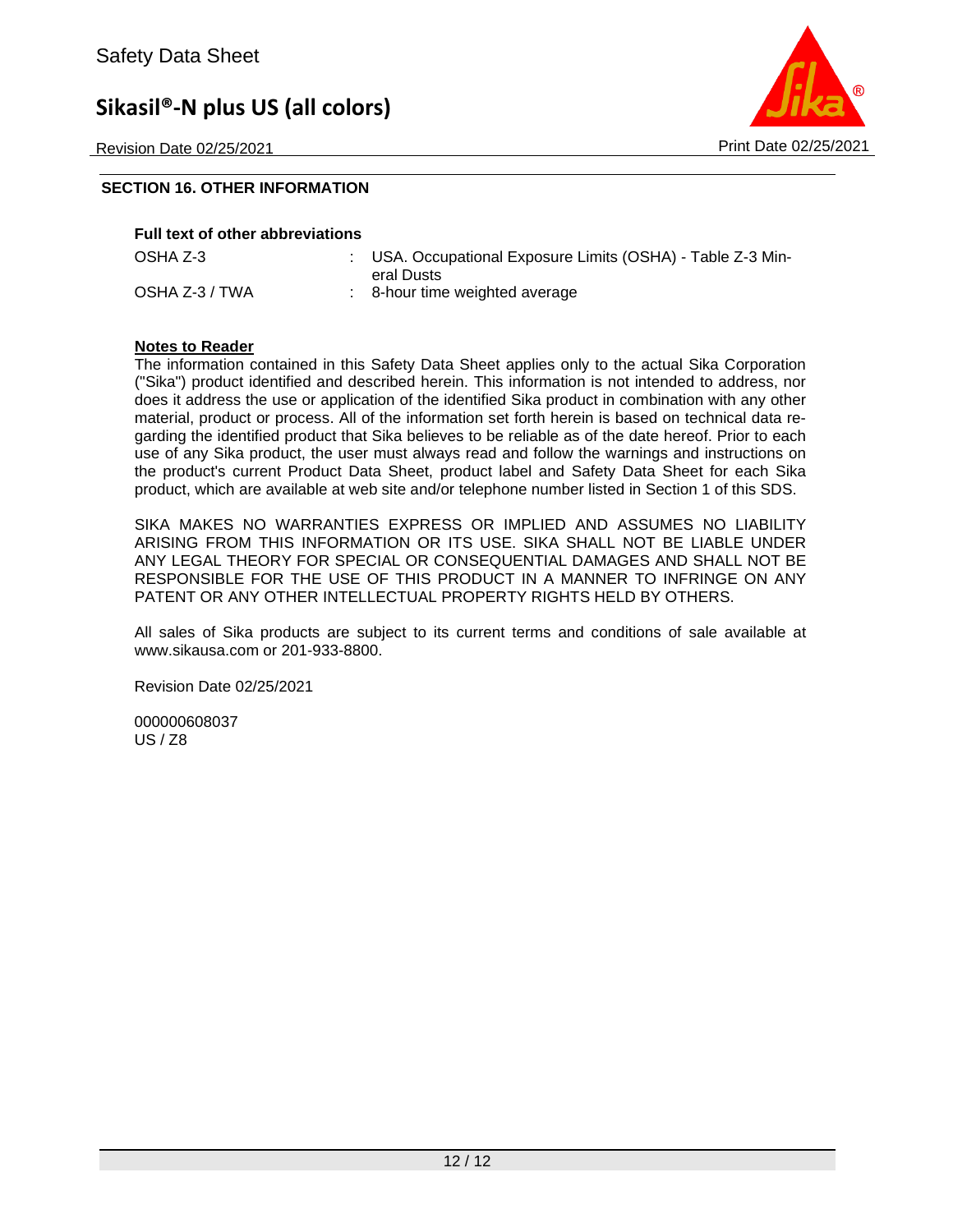## SECTION 16. OTHER INFORMATION

**Full text of other abbreviations**

| | | |
|---|---|---|
| OSHA Z-3 | : | USA. Occupational Exposure Limits (OSHA) - Table Z-3 Mineral Dusts |
| OSHA Z-3 / TWA | : | 8-hour time weighted average |

**Notes to Reader**

The information contained in this Safety Data Sheet applies only to the actual Sika Corporation ("Sika") product identified and described herein. This information is not intended to address, nor does it address the use or application of the identified Sika product in combination with any other material, product or process. All of the information set forth herein is based on technical data regarding the identified product that Sika believes to be reliable as of the date hereof. Prior to each use of any Sika product, the user must always read and follow the warnings and instructions on the product's current Product Data Sheet, product label and Safety Data Sheet for each Sika product, which are available at web site and/or telephone number listed in Section 1 of this SDS.

SIKA MAKES NO WARRANTIES EXPRESS OR IMPLIED AND ASSUMES NO LIABILITY ARISING FROM THIS INFORMATION OR ITS USE. SIKA SHALL NOT BE LIABLE UNDER ANY LEGAL THEORY FOR SPECIAL OR CONSEQUENTIAL DAMAGES AND SHALL NOT BE RESPONSIBLE FOR THE USE OF THIS PRODUCT IN A MANNER TO INFRINGE ON ANY PATENT OR ANY OTHER INTELLECTUAL PROPERTY RIGHTS HELD BY OTHERS.

All sales of Sika products are subject to its current terms and conditions of sale available at www.sikausa.com or 201-933-8800.

Revision Date 02/25/2021

000000608037
US / Z8